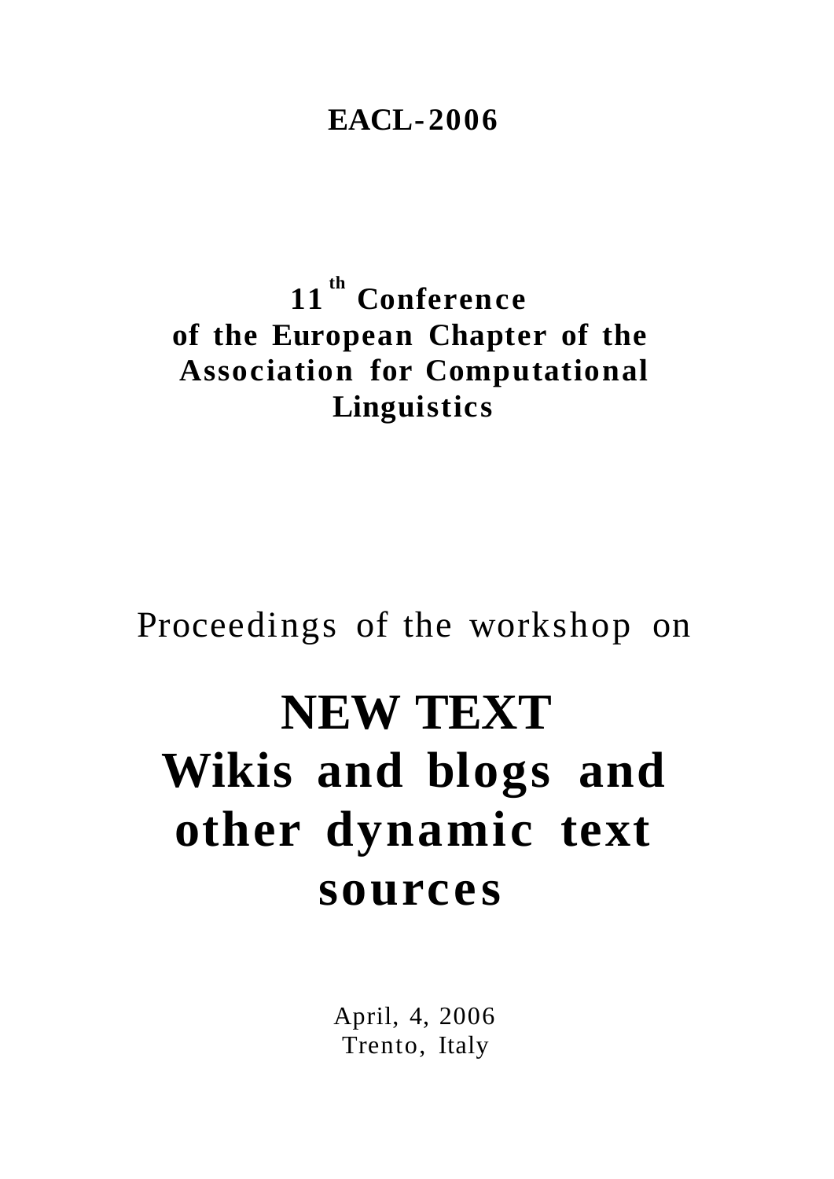**EACL-2006**

**11th Conference**
**of the European Chapter of the**
**Association for Computational**
**Linguistics**

Proceedings of the workshop on

# NEW TEXT
# Wikis and blogs and other dynamic text sources

April, 4, 2006
Trento, Italy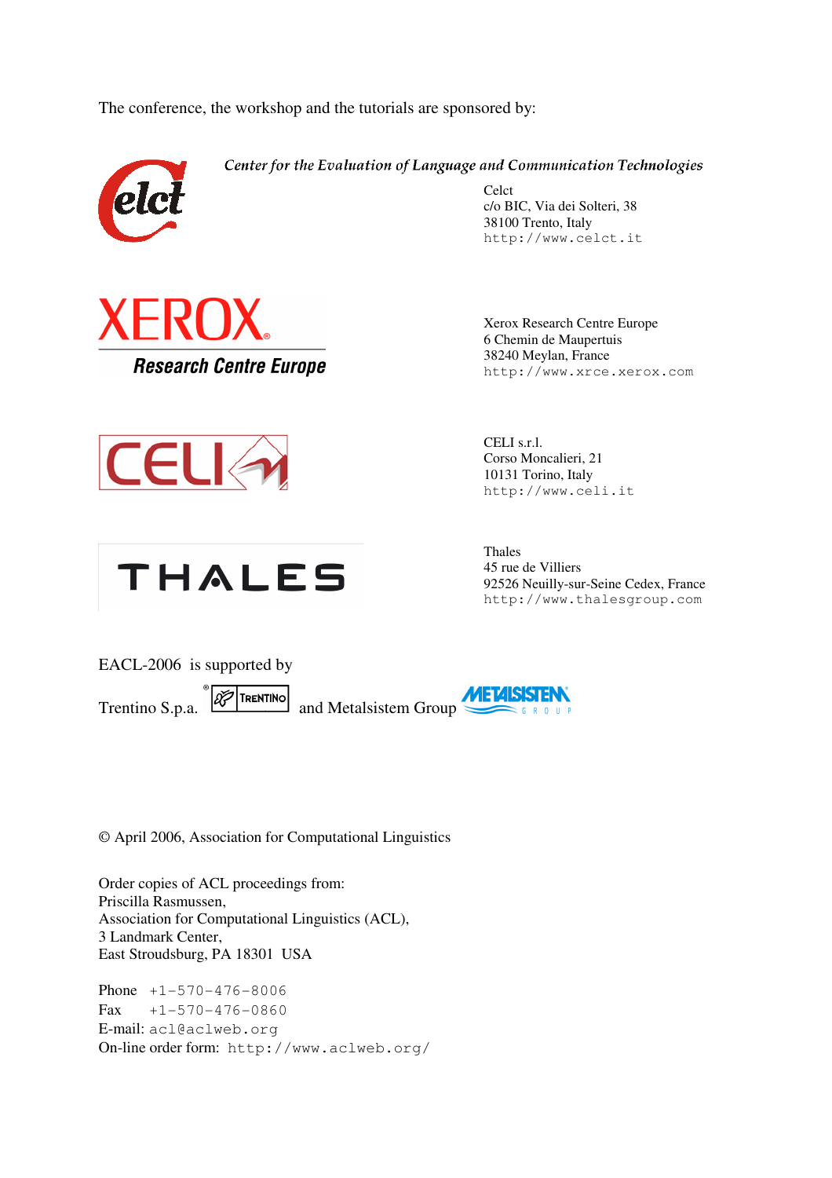The conference, the workshop and the tutorials are sponsored by:

*Center for the Evaluation of Language and Communication Technologies*

Celct
c/o BIC, Via dei Solteri, 38
38100 Trento, Italy
http://www.celct.it

Xerox Research Centre Europe
6 Chemin de Maupertuis
38240 Meylan, France
http://www.xrce.xerox.com

CELI s.r.l.
Corso Moncalieri, 21
10131 Torino, Italy
http://www.celi.it

Thales
45 rue de Villiers
92526 Neuilly-sur-Seine Cedex, France
http://www.thalesgroup.com

EACL-2006 is supported by

Trentino S.p.a. and Metalsistem Group

© April 2006, Association for Computational Linguistics

Order copies of ACL proceedings from:
Priscilla Rasmussen,
Association for Computational Linguistics (ACL),
3 Landmark Center,
East Stroudsburg, PA 18301 USA

Phone +1-570-476-8006
Fax +1-570-476-0860
E-mail: acl@aclweb.org
On-line order form: http://www.aclweb.org/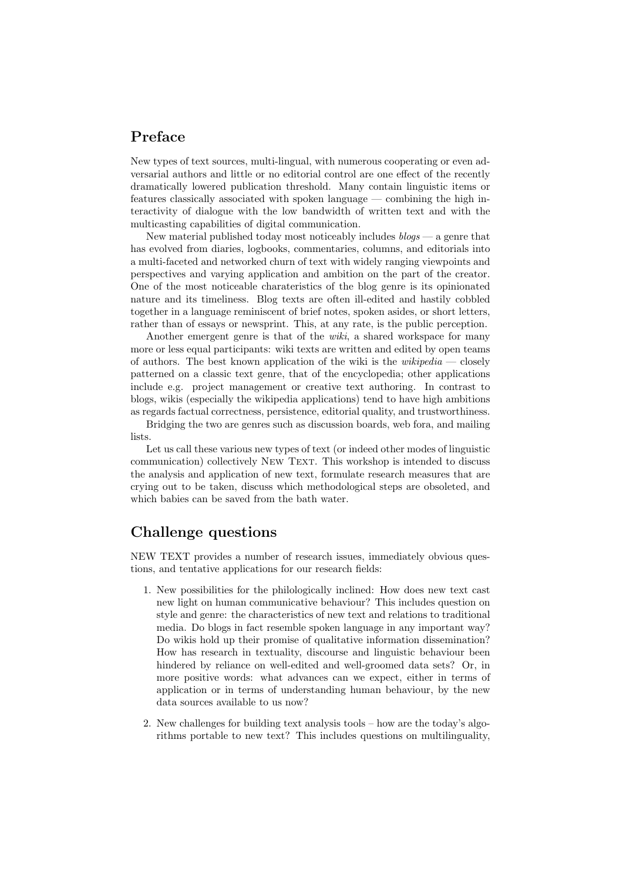## Preface

New types of text sources, multi-lingual, with numerous cooperating or even adversarial authors and little or no editorial control are one effect of the recently dramatically lowered publication threshold. Many contain linguistic items or features classically associated with spoken language — combining the high interactivity of dialogue with the low bandwidth of written text and with the multicasting capabilities of digital communication.

New material published today most noticeably includes *blogs* — a genre that has evolved from diaries, logbooks, commentaries, columns, and editorials into a multi-faceted and networked churn of text with widely ranging viewpoints and perspectives and varying application and ambition on the part of the creator. One of the most noticeable charateristics of the blog genre is its opinionated nature and its timeliness. Blog texts are often ill-edited and hastily cobbled together in a language reminiscent of brief notes, spoken asides, or short letters, rather than of essays or newsprint. This, at any rate, is the public perception.

Another emergent genre is that of the *wiki*, a shared workspace for many more or less equal participants: wiki texts are written and edited by open teams of authors. The best known application of the wiki is the *wikipedia* — closely patterned on a classic text genre, that of the encyclopedia; other applications include e.g. project management or creative text authoring. In contrast to blogs, wikis (especially the wikipedia applications) tend to have high ambitions as regards factual correctness, persistence, editorial quality, and trustworthiness.

Bridging the two are genres such as discussion boards, web fora, and mailing lists.

Let us call these various new types of text (or indeed other modes of linguistic communication) collectively New Text. This workshop is intended to discuss the analysis and application of new text, formulate research measures that are crying out to be taken, discuss which methodological steps are obsoleted, and which babies can be saved from the bath water.

## Challenge questions

NEW TEXT provides a number of research issues, immediately obvious questions, and tentative applications for our research fields:

1. New possibilities for the philologically inclined: How does new text cast new light on human communicative behaviour? This includes question on style and genre: the characteristics of new text and relations to traditional media. Do blogs in fact resemble spoken language in any important way? Do wikis hold up their promise of qualitative information dissemination? How has research in textuality, discourse and linguistic behaviour been hindered by reliance on well-edited and well-groomed data sets? Or, in more positive words: what advances can we expect, either in terms of application or in terms of understanding human behaviour, by the new data sources available to us now?

2. New challenges for building text analysis tools – how are the today's algorithms portable to new text? This includes questions on multilinguality,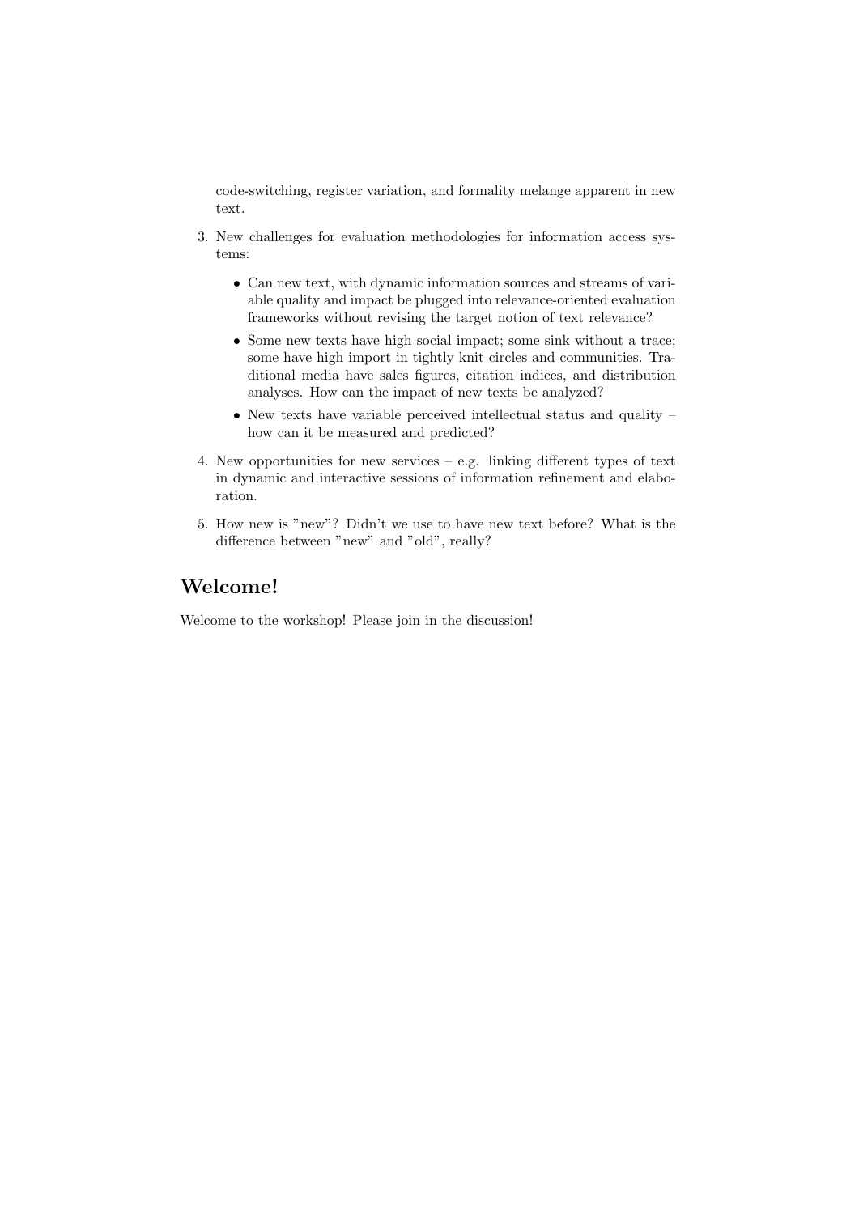code-switching, register variation, and formality melange apparent in new text.

3. New challenges for evaluation methodologies for information access systems:

   - Can new text, with dynamic information sources and streams of variable quality and impact be plugged into relevance-oriented evaluation frameworks without revising the target notion of text relevance?
   - Some new texts have high social impact; some sink without a trace; some have high import in tightly knit circles and communities. Traditional media have sales figures, citation indices, and distribution analyses. How can the impact of new texts be analyzed?
   - New texts have variable perceived intellectual status and quality – how can it be measured and predicted?

4. New opportunities for new services – e.g. linking different types of text in dynamic and interactive sessions of information refinement and elaboration.

5. How new is "new"? Didn't we use to have new text before? What is the difference between "new" and "old", really?

## Welcome!

Welcome to the workshop! Please join in the discussion!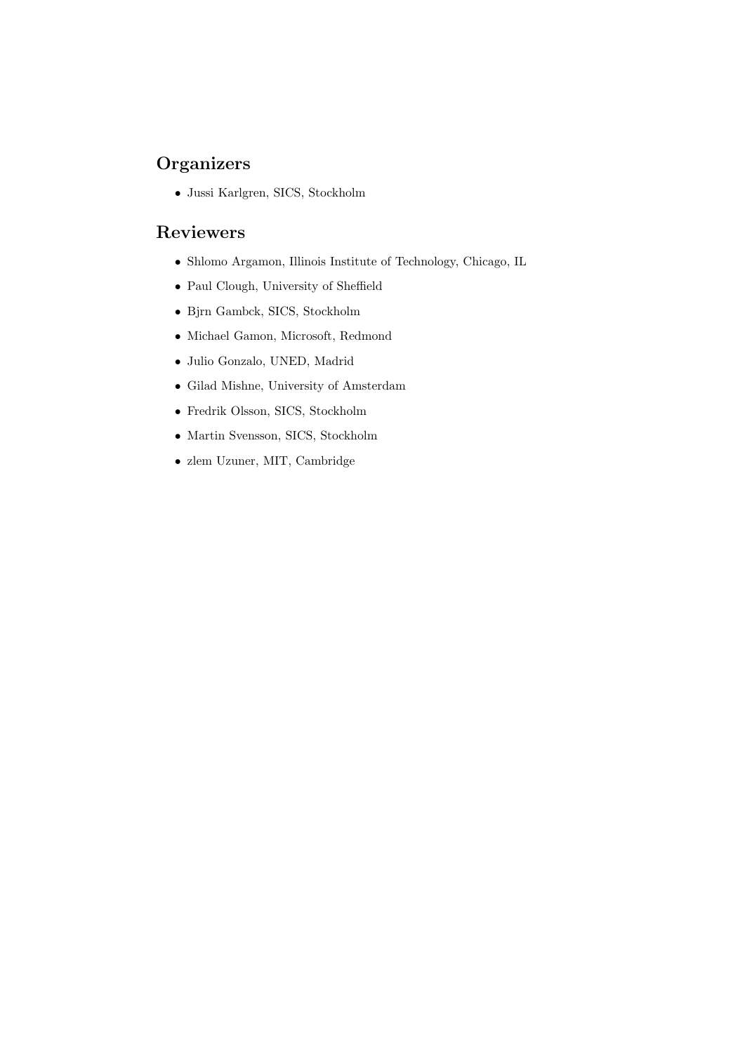## Organizers

- Jussi Karlgren, SICS, Stockholm

## Reviewers

- Shlomo Argamon, Illinois Institute of Technology, Chicago, IL
- Paul Clough, University of Sheffield
- Bjrn Gambck, SICS, Stockholm
- Michael Gamon, Microsoft, Redmond
- Julio Gonzalo, UNED, Madrid
- Gilad Mishne, University of Amsterdam
- Fredrik Olsson, SICS, Stockholm
- Martin Svensson, SICS, Stockholm
- zlem Uzuner, MIT, Cambridge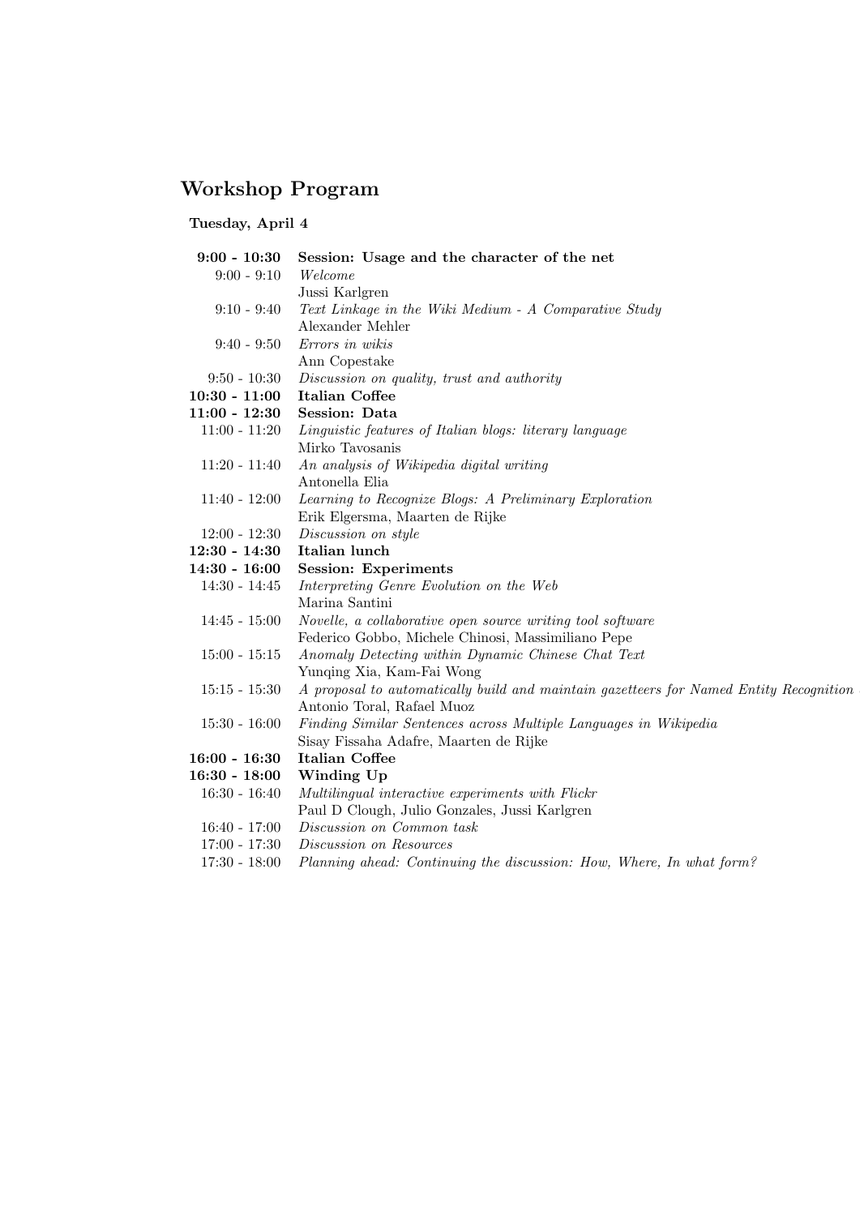## Workshop Program

**Tuesday, April 4**

| | |
|---|---|
| **9:00 - 10:30** | **Session: Usage and the character of the net** |
| 9:00 - 9:10 | *Welcome*<br>Jussi Karlgren |
| 9:10 - 9:40 | *Text Linkage in the Wiki Medium - A Comparative Study*<br>Alexander Mehler |
| 9:40 - 9:50 | *Errors in wikis*<br>Ann Copestake |
| 9:50 - 10:30 | *Discussion on quality, trust and authority* |
| **10:30 - 11:00** | **Italian Coffee** |
| **11:00 - 12:30** | **Session: Data** |
| 11:00 - 11:20 | *Linguistic features of Italian blogs: literary language*<br>Mirko Tavosanis |
| 11:20 - 11:40 | *An analysis of Wikipedia digital writing*<br>Antonella Elia |
| 11:40 - 12:00 | *Learning to Recognize Blogs: A Preliminary Exploration*<br>Erik Elgersma, Maarten de Rijke |
| 12:00 - 12:30 | *Discussion on style* |
| **12:30 - 14:30** | **Italian lunch** |
| **14:30 - 16:00** | **Session: Experiments** |
| 14:30 - 14:45 | *Interpreting Genre Evolution on the Web*<br>Marina Santini |
| 14:45 - 15:00 | *Novelle, a collaborative open source writing tool software*<br>Federico Gobbo, Michele Chinosi, Massimiliano Pepe |
| 15:00 - 15:15 | *Anomaly Detecting within Dynamic Chinese Chat Text*<br>Yunqing Xia, Kam-Fai Wong |
| 15:15 - 15:30 | *A proposal to automatically build and maintain gazetteers for Named Entity Recognition*<br>Antonio Toral, Rafael Muoz |
| 15:30 - 16:00 | *Finding Similar Sentences across Multiple Languages in Wikipedia*<br>Sisay Fissaha Adafre, Maarten de Rijke |
| **16:00 - 16:30** | **Italian Coffee** |
| **16:30 - 18:00** | **Winding Up** |
| 16:30 - 16:40 | *Multilingual interactive experiments with Flickr*<br>Paul D Clough, Julio Gonzales, Jussi Karlgren |
| 16:40 - 17:00 | *Discussion on Common task* |
| 17:00 - 17:30 | *Discussion on Resources* |
| 17:30 - 18:00 | *Planning ahead: Continuing the discussion: How, Where, In what form?* |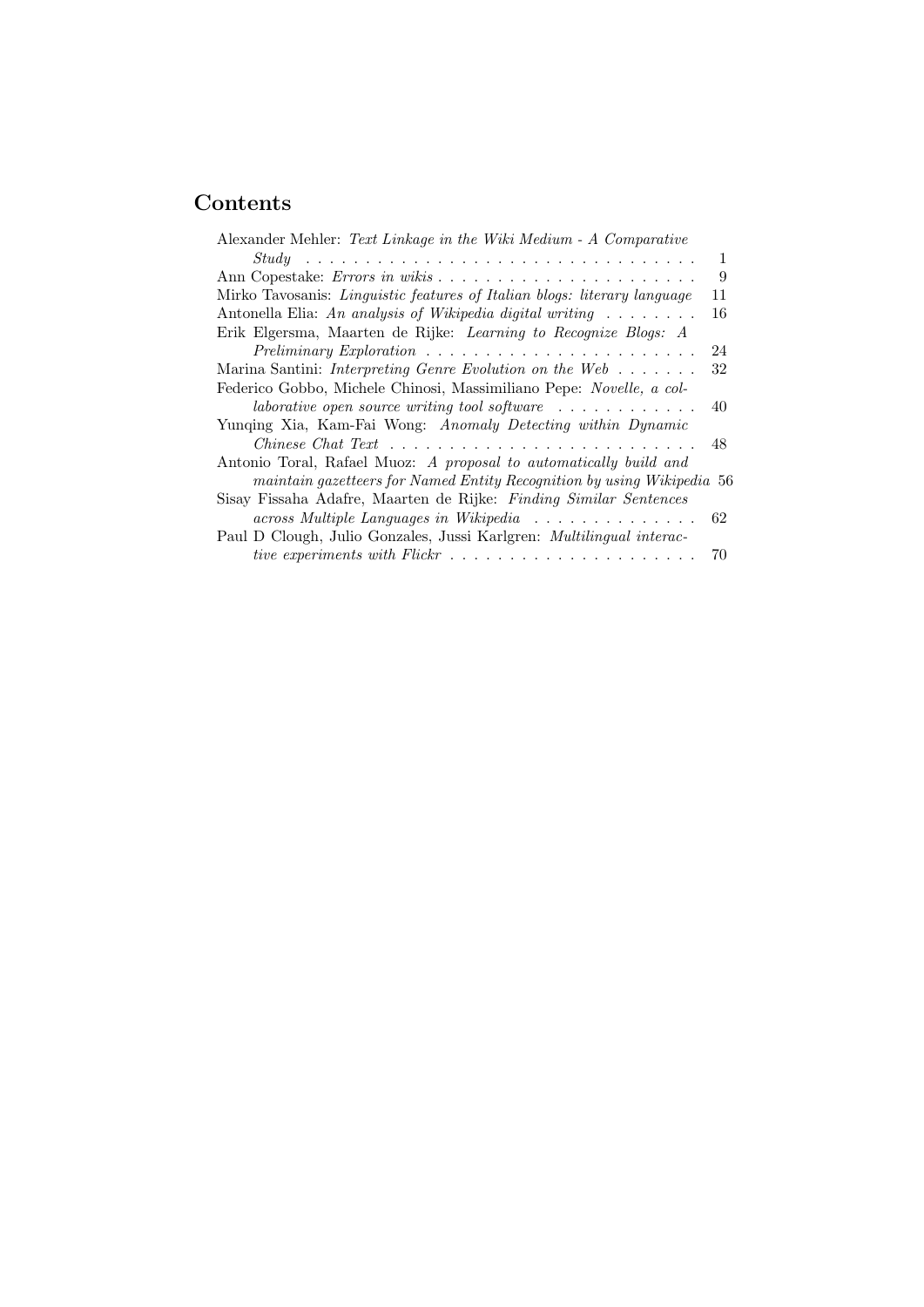# Contents

Alexander Mehler: *Text Linkage in the Wiki Medium - A Comparative Study* . . . 1

Ann Copestake: *Errors in wikis* . . . 9

Mirko Tavosanis: *Linguistic features of Italian blogs: literary language* 11

Antonella Elia: *An analysis of Wikipedia digital writing* . . . 16

Erik Elgersma, Maarten de Rijke: *Learning to Recognize Blogs: A Preliminary Exploration* . . . 24

Marina Santini: *Interpreting Genre Evolution on the Web* . . . 32

Federico Gobbo, Michele Chinosi, Massimiliano Pepe: *Novelle, a collaborative open source writing tool software* . . . 40

Yunqing Xia, Kam-Fai Wong: *Anomaly Detecting within Dynamic Chinese Chat Text* . . . 48

Antonio Toral, Rafael Muoz: *A proposal to automatically build and maintain gazetteers for Named Entity Recognition by using Wikipedia* 56

Sisay Fissaha Adafre, Maarten de Rijke: *Finding Similar Sentences across Multiple Languages in Wikipedia* . . . 62

Paul D Clough, Julio Gonzales, Jussi Karlgren: *Multilingual interactive experiments with Flickr* . . . 70